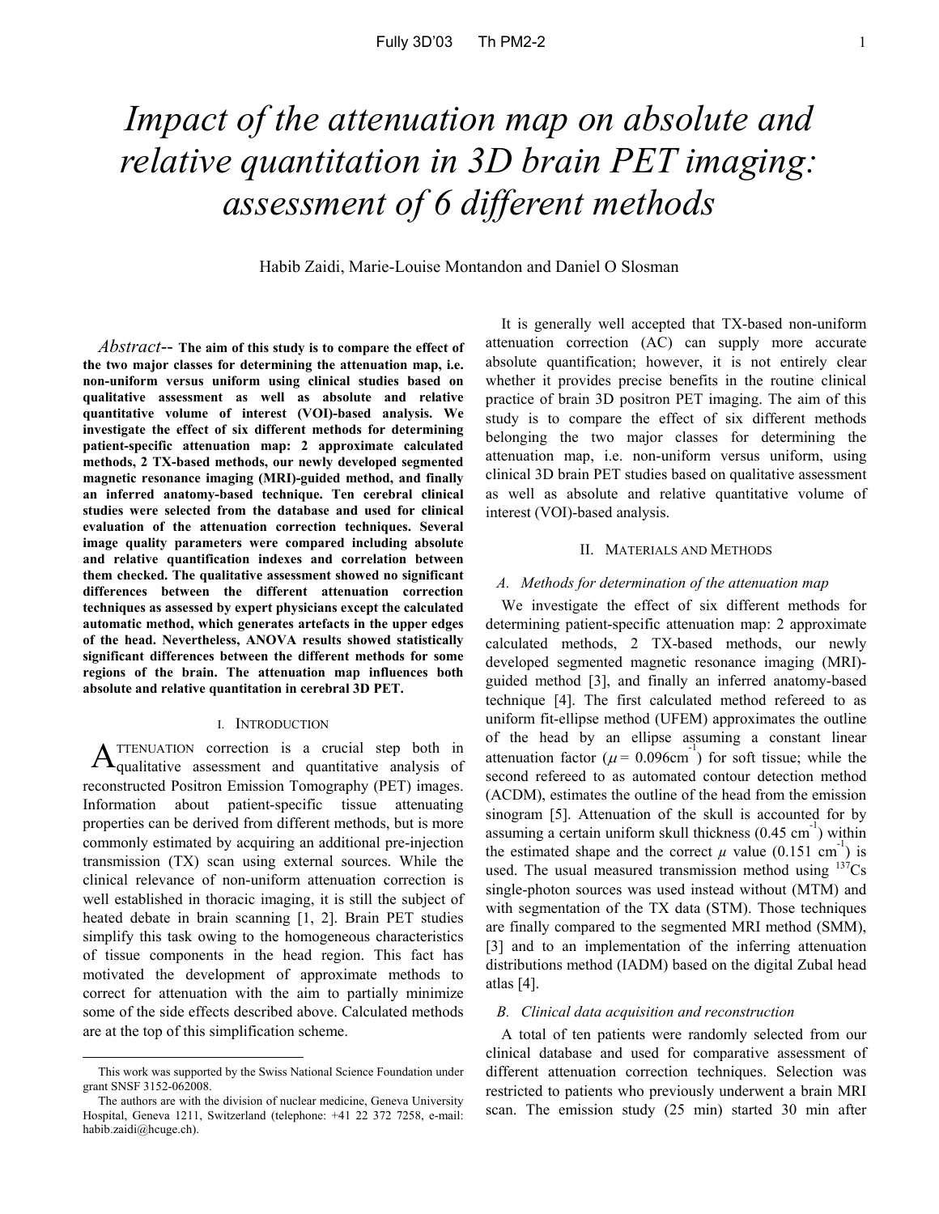# *Impact of the attenuation map on absolute and relative quantitation in 3D brain PET imaging: assessment of 6 different methods*

Habib Zaidi, Marie-Louise Montandon and Daniel O Slosman

*Abstract*-- **The aim of this study is to compare the effect of the two major classes for determining the attenuation map, i.e. non-uniform versus uniform using clinical studies based on qualitative assessment as well as absolute and relative quantitative volume of interest (VOI)-based analysis. We investigate the effect of six different methods for determining patient-specific attenuation map: 2 approximate calculated methods, 2 TX-based methods, our newly developed segmented magnetic resonance imaging (MRI)-guided method, and finally an inferred anatomy-based technique. Ten cerebral clinical studies were selected from the database and used for clinical evaluation of the attenuation correction techniques. Several image quality parameters were compared including absolute and relative quantification indexes and correlation between them checked. The qualitative assessment showed no significant differences between the different attenuation correction techniques as assessed by expert physicians except the calculated automatic method, which generates artefacts in the upper edges of the head. Nevertheless, ANOVA results showed statistically significant differences between the different methods for some regions of the brain. The attenuation map influences both absolute and relative quantitation in cerebral 3D PET.**

## I. Introduction

Attenuation correction is a crucial step both in qualitative assessment and quantitative analysis of reconstructed Positron Emission Tomography (PET) images. Information about patient-specific tissue attenuating properties can be derived from different methods, but is more commonly estimated by acquiring an additional pre-injection transmission (TX) scan using external sources. While the clinical relevance of non-uniform attenuation correction is well established in thoracic imaging, it is still the subject of heated debate in brain scanning [1, 2]. Brain PET studies simplify this task owing to the homogeneous characteristics of tissue components in the head region. This fact has motivated the development of approximate methods to correct for attenuation with the aim to partially minimize some of the side effects described above. Calculated methods are at the top of this simplification scheme.

It is generally well accepted that TX-based non-uniform attenuation correction (AC) can supply more accurate absolute quantification; however, it is not entirely clear whether it provides precise benefits in the routine clinical practice of brain 3D positron PET imaging. The aim of this study is to compare the effect of six different methods belonging the two major classes for determining the attenuation map, i.e. non-uniform versus uniform, using clinical 3D brain PET studies based on qualitative assessment as well as absolute and relative quantitative volume of interest (VOI)-based analysis.

## II. Materials and Methods

### *A. Methods for determination of the attenuation map*

We investigate the effect of six different methods for determining patient-specific attenuation map: 2 approximate calculated methods, 2 TX-based methods, our newly developed segmented magnetic resonance imaging (MRI)-guided method [3], and finally an inferred anatomy-based technique [4]. The first calculated method refereed to as uniform fit-ellipse method (UFEM) approximates the outline of the head by an ellipse assuming a constant linear attenuation factor ($\mu = 0.096\text{cm}^{-1}$) for soft tissue; while the second refereed to as automated contour detection method (ACDM), estimates the outline of the head from the emission sinogram [5]. Attenuation of the skull is accounted for by assuming a certain uniform skull thickness ($0.45\ \text{cm}^{-1}$) within the estimated shape and the correct $\mu$ value ($0.151\ \text{cm}^{-1}$) is used. The usual measured transmission method using $^{137}$Cs single-photon sources was used instead without (MTM) and with segmentation of the TX data (STM). Those techniques are finally compared to the segmented MRI method (SMM), [3] and to an implementation of the inferring attenuation distributions method (IADM) based on the digital Zubal head atlas [4].

### *B. Clinical data acquisition and reconstruction*

A total of ten patients were randomly selected from our clinical database and used for comparative assessment of different attenuation correction techniques. Selection was restricted to patients who previously underwent a brain MRI scan. The emission study (25 min) started 30 min after

---

This work was supported by the Swiss National Science Foundation under grant SNSF 3152-062008.

The authors are with the division of nuclear medicine, Geneva University Hospital, Geneva 1211, Switzerland (telephone: +41 22 372 7258, e-mail: habib.zaidi@hcuge.ch).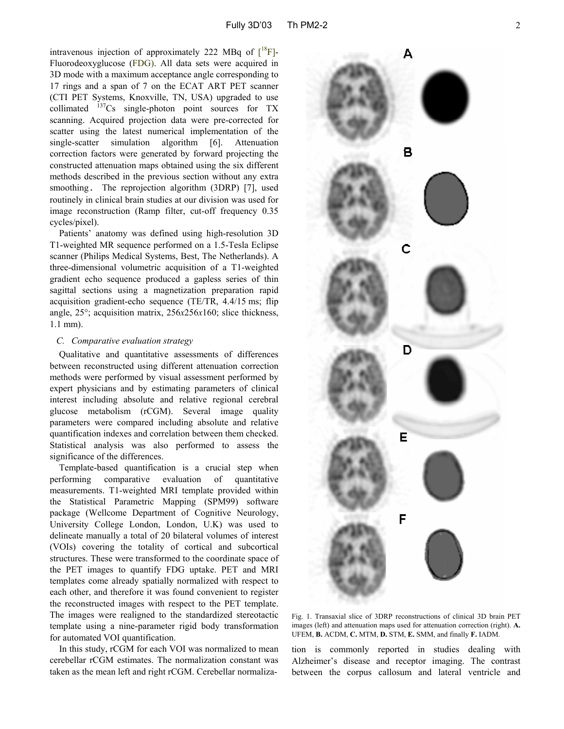intravenous injection of approximately 222 MBq of [$^{18}$F]-Fluorodeoxyglucose (FDG). All data sets were acquired in 3D mode with a maximum acceptance angle corresponding to 17 rings and a span of 7 on the ECAT ART PET scanner (CTI PET Systems, Knoxville, TN, USA) upgraded to use collimated $^{137}$Cs single-photon point sources for TX scanning. Acquired projection data were pre-corrected for scatter using the latest numerical implementation of the single-scatter simulation algorithm [6]. Attenuation correction factors were generated by forward projecting the constructed attenuation maps obtained using the six different methods described in the previous section without any extra smoothing. The reprojection algorithm (3DRP) [7], used routinely in clinical brain studies at our division was used for image reconstruction (Ramp filter, cut-off frequency 0.35 cycles/pixel).

Patients' anatomy was defined using high-resolution 3D T1-weighted MR sequence performed on a 1.5-Tesla Eclipse scanner (Philips Medical Systems, Best, The Netherlands). A three-dimensional volumetric acquisition of a T1-weighted gradient echo sequence produced a gapless series of thin sagittal sections using a magnetization preparation rapid acquisition gradient-echo sequence (TE/TR, 4.4/15 ms; flip angle, 25°; acquisition matrix, 256*x*256*x*160; slice thickness, 1.1 mm).

### *C. Comparative evaluation strategy*

Qualitative and quantitative assessments of differences between reconstructed using different attenuation correction methods were performed by visual assessment performed by expert physicians and by estimating parameters of clinical interest including absolute and relative regional cerebral glucose metabolism (rCGM). Several image quality parameters were compared including absolute and relative quantification indexes and correlation between them checked. Statistical analysis was also performed to assess the significance of the differences.

Template-based quantification is a crucial step when performing comparative evaluation of quantitative measurements. T1-weighted MRI template provided within the Statistical Parametric Mapping (SPM99) software package (Wellcome Department of Cognitive Neurology, University College London, London, U.K) was used to delineate manually a total of 20 bilateral volumes of interest (VOIs) covering the totality of cortical and subcortical structures. These were transformed to the coordinate space of the PET images to quantify FDG uptake. PET and MRI templates come already spatially normalized with respect to each other, and therefore it was found convenient to register the reconstructed images with respect to the PET template. The images were realigned to the standardized stereotactic template using a nine-parameter rigid body transformation for automated VOI quantification.

In this study, rCGM for each VOI was normalized to mean cerebellar rCGM estimates. The normalization constant was taken as the mean left and right rCGM. Cerebellar normalization is commonly reported in studies dealing with Alzheimer's disease and receptor imaging. The contrast between the corpus callosum and lateral ventricle and

Fig. 1. Transaxial slice of 3DRP reconstructions of clinical 3D brain PET images (left) and attenuation maps used for attenuation correction (right). **A.** UFEM, **B.** ACDM, **C.** MTM, **D.** STM, **E.** SMM, and finally **F.** IADM.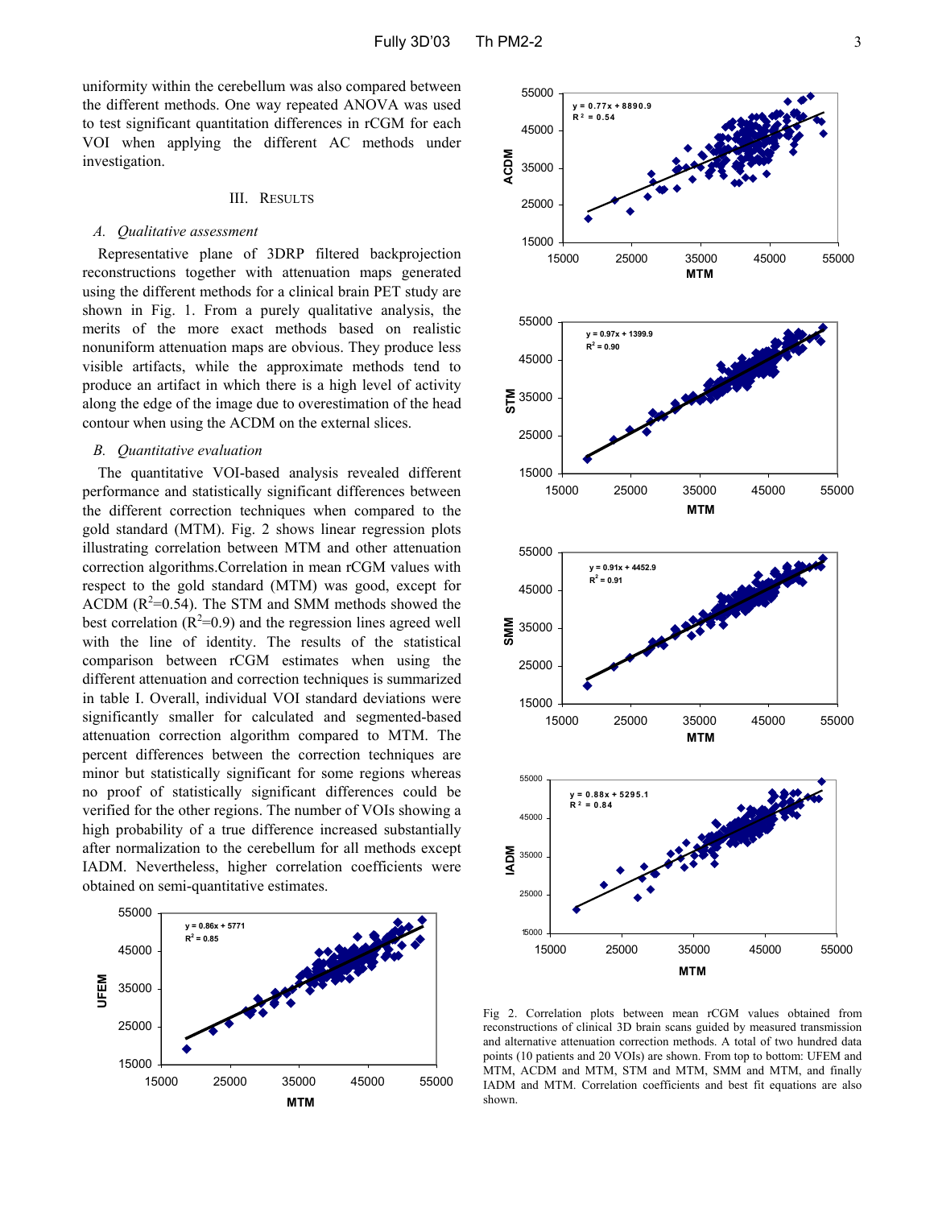uniformity within the cerebellum was also compared between the different methods. One way repeated ANOVA was used to test significant quantitation differences in rCGM for each VOI when applying the different AC methods under investigation.

## III. Results

### A. Qualitative assessment

Representative plane of 3DRP filtered backprojection reconstructions together with attenuation maps generated using the different methods for a clinical brain PET study are shown in Fig. 1. From a purely qualitative analysis, the merits of the more exact methods based on realistic nonuniform attenuation maps are obvious. They produce less visible artifacts, while the approximate methods tend to produce an artifact in which there is a high level of activity along the edge of the image due to overestimation of the head contour when using the ACDM on the external slices.

### B. Quantitative evaluation

The quantitative VOI-based analysis revealed different performance and statistically significant differences between the different correction techniques when compared to the gold standard (MTM). Fig. 2 shows linear regression plots illustrating correlation between MTM and other attenuation correction algorithms.Correlation in mean rCGM values with respect to the gold standard (MTM) was good, except for ACDM ($R^2$=0.54). The STM and SMM methods showed the best correlation ($R^2$=0.9) and the regression lines agreed well with the line of identity. The results of the statistical comparison between rCGM estimates when using the different attenuation and correction techniques is summarized in table I. Overall, individual VOI standard deviations were significantly smaller for calculated and segmented-based attenuation correction algorithm compared to MTM. The percent differences between the correction techniques are minor but statistically significant for some regions whereas no proof of statistically significant differences could be verified for the other regions. The number of VOIs showing a high probability of a true difference increased substantially after normalization to the cerebellum for all methods except IADM. Nevertheless, higher correlation coefficients were obtained on semi-quantitative estimates.

Fig 2. Correlation plots between mean rCGM values obtained from reconstructions of clinical 3D brain scans guided by measured transmission and alternative attenuation correction methods. A total of two hundred data points (10 patients and 20 VOIs) are shown. From top to bottom: UFEM and MTM, ACDM and MTM, STM and MTM, SMM and MTM, and finally IADM and MTM. Correlation coefficients and best fit equations are also shown.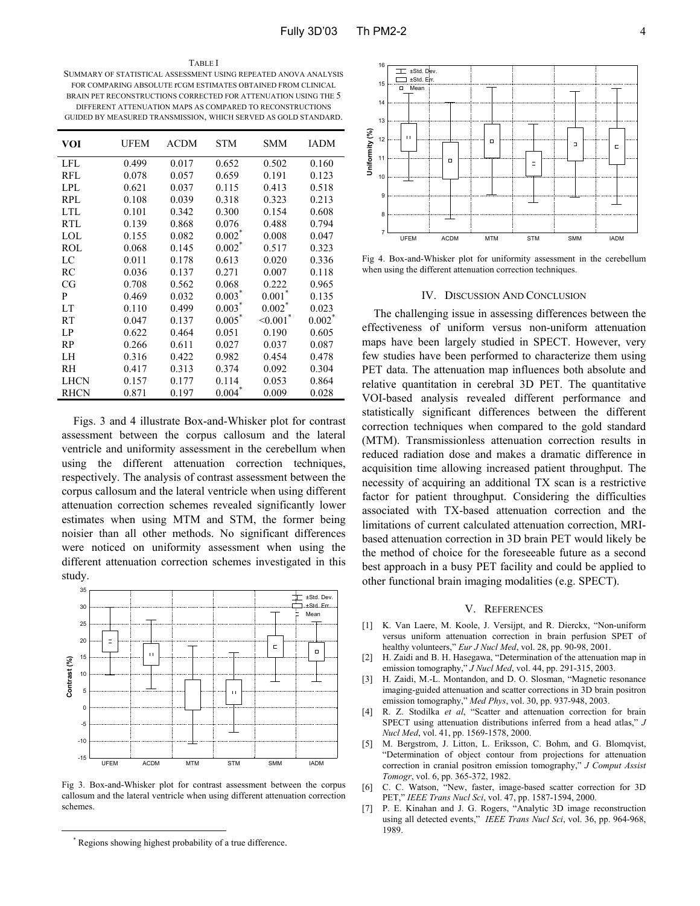TABLE I

SUMMARY OF STATISTICAL ASSESSMENT USING REPEATED ANOVA ANALYSIS FOR COMPARING ABSOLUTE rCGM ESTIMATES OBTAINED FROM CLINICAL BRAIN PET RECONSTRUCTIONS CORRECTED FOR ATTENUATION USING THE 5 DIFFERENT ATTENUATION MAPS AS COMPARED TO RECONSTRUCTIONS GUIDED BY MEASURED TRANSMISSION, WHICH SERVED AS GOLD STANDARD.

| VOI | UFEM | ACDM | STM | SMM | IADM |
|---|---|---|---|---|---|
| LFL | 0.499 | 0.017 | 0.652 | 0.502 | 0.160 |
| RFL | 0.078 | 0.057 | 0.659 | 0.191 | 0.123 |
| LPL | 0.621 | 0.037 | 0.115 | 0.413 | 0.518 |
| RPL | 0.108 | 0.039 | 0.318 | 0.323 | 0.213 |
| LTL | 0.101 | 0.342 | 0.300 | 0.154 | 0.608 |
| RTL | 0.139 | 0.868 | 0.076 | 0.488 | 0.794 |
| LOL | 0.155 | 0.082 | 0.002* | 0.008 | 0.047 |
| ROL | 0.068 | 0.145 | 0.002* | 0.517 | 0.323 |
| LC | 0.011 | 0.178 | 0.613 | 0.020 | 0.336 |
| RC | 0.036 | 0.137 | 0.271 | 0.007 | 0.118 |
| CG | 0.708 | 0.562 | 0.068 | 0.222 | 0.965 |
| P | 0.469 | 0.032 | 0.003* | 0.001* | 0.135 |
| LT | 0.110 | 0.499 | 0.003* | 0.002* | 0.023 |
| RT | 0.047 | 0.137 | 0.005* | <0.001* | 0.002* |
| LP | 0.622 | 0.464 | 0.051 | 0.190 | 0.605 |
| RP | 0.266 | 0.611 | 0.027 | 0.037 | 0.087 |
| LH | 0.316 | 0.422 | 0.982 | 0.454 | 0.478 |
| RH | 0.417 | 0.313 | 0.374 | 0.092 | 0.304 |
| LHCN | 0.157 | 0.177 | 0.114 | 0.053 | 0.864 |
| RHCN | 0.871 | 0.197 | 0.004* | 0.009 | 0.028 |

Figs. 3 and 4 illustrate Box-and-Whisker plot for contrast assessment between the corpus callosum and the lateral ventricle and uniformity assessment in the cerebellum when using the different attenuation correction techniques, respectively. The analysis of contrast assessment between the corpus callosum and the lateral ventricle when using different attenuation correction schemes revealed significantly lower estimates when using MTM and STM, the former being noisier than all other methods. No significant differences were noticed on uniformity assessment when using the different attenuation correction schemes investigated in this study.

±Std. Dev.
±Std. Err.
Mean
Contrast (%)
35
30
25
20
15
10
5
0
-5
-10
-15
UFEM ACDM MTM STM SMM IADM

Fig 3. Box-and-Whisker plot for contrast assessment between the corpus callosum and the lateral ventricle when using different attenuation correction schemes.

±Std. Dev.
±Std. Err.
Mean
Uniformity (%)
16
15
14
13
12
11
10
9
8
7
UFEM ACDM MTM STM SMM IADM

Fig 4. Box-and-Whisker plot for uniformity assessment in the cerebellum when using the different attenuation correction techniques.

## IV. DISCUSSION AND CONCLUSION

The challenging issue in assessing differences between the effectiveness of uniform versus non-uniform attenuation maps have been largely studied in SPECT. However, very few studies have been performed to characterize them using PET data. The attenuation map influences both absolute and relative quantitation in cerebral 3D PET. The quantitative VOI-based analysis revealed different performance and statistically significant differences between the different correction techniques when compared to the gold standard (MTM). Transmissionless attenuation correction results in reduced radiation dose and makes a dramatic difference in acquisition time allowing increased patient throughput. The necessity of acquiring an additional TX scan is a restrictive factor for patient throughput. Considering the difficulties associated with TX-based attenuation correction and the limitations of current calculated attenuation correction, MRI-based attenuation correction in 3D brain PET would likely be the method of choice for the foreseeable future as a second best approach in a busy PET facility and could be applied to other functional brain imaging modalities (e.g. SPECT).

## V. REFERENCES

[1] K. Van Laere, M. Koole, J. Versijpt, and R. Dierckx, "Non-uniform versus uniform attenuation correction in brain perfusion SPET of healthy volunteers," *Eur J Nucl Med*, vol. 28, pp. 90-98, 2001.

[2] H. Zaidi and B. H. Hasegawa, "Determination of the attenuation map in emission tomography," *J Nucl Med*, vol. 44, pp. 291-315, 2003.

[3] H. Zaidi, M.-L. Montandon, and D. O. Slosman, "Magnetic resonance imaging-guided attenuation and scatter corrections in 3D brain positron emission tomography," *Med Phys*, vol. 30, pp. 937-948, 2003.

[4] R. Z. Stodilka *et al*, "Scatter and attenuation correction for brain SPECT using attenuation distributions inferred from a head atlas," *J Nucl Med*, vol. 41, pp. 1569-1578, 2000.

[5] M. Bergstrom, J. Litton, L. Eriksson, C. Bohm, and G. Blomqvist, "Determination of object contour from projections for attenuation correction in cranial positron emission tomography," *J Comput Assist Tomogr*, vol. 6, pp. 365-372, 1982.

[6] C. C. Watson, "New, faster, image-based scatter correction for 3D PET," *IEEE Trans Nucl Sci*, vol. 47, pp. 1587-1594, 2000.

[7] P. E. Kinahan and J. G. Rogers, "Analytic 3D image reconstruction using all detected events," *IEEE Trans Nucl Sci*, vol. 36, pp. 964-968, 1989.

* Regions showing highest probability of a true difference.